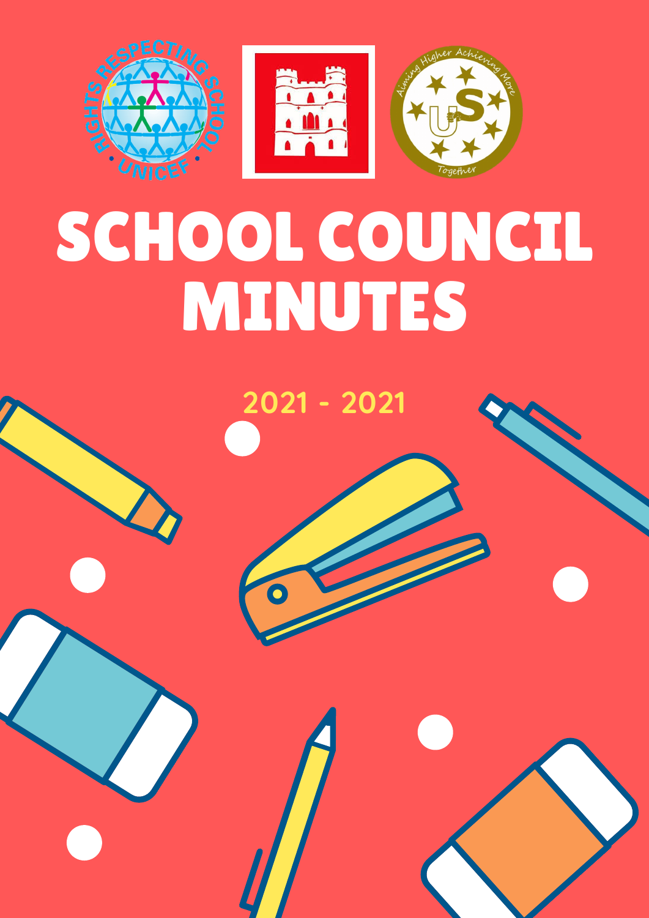# SCHOOL COUNCIL MINUTES

2021 - 2021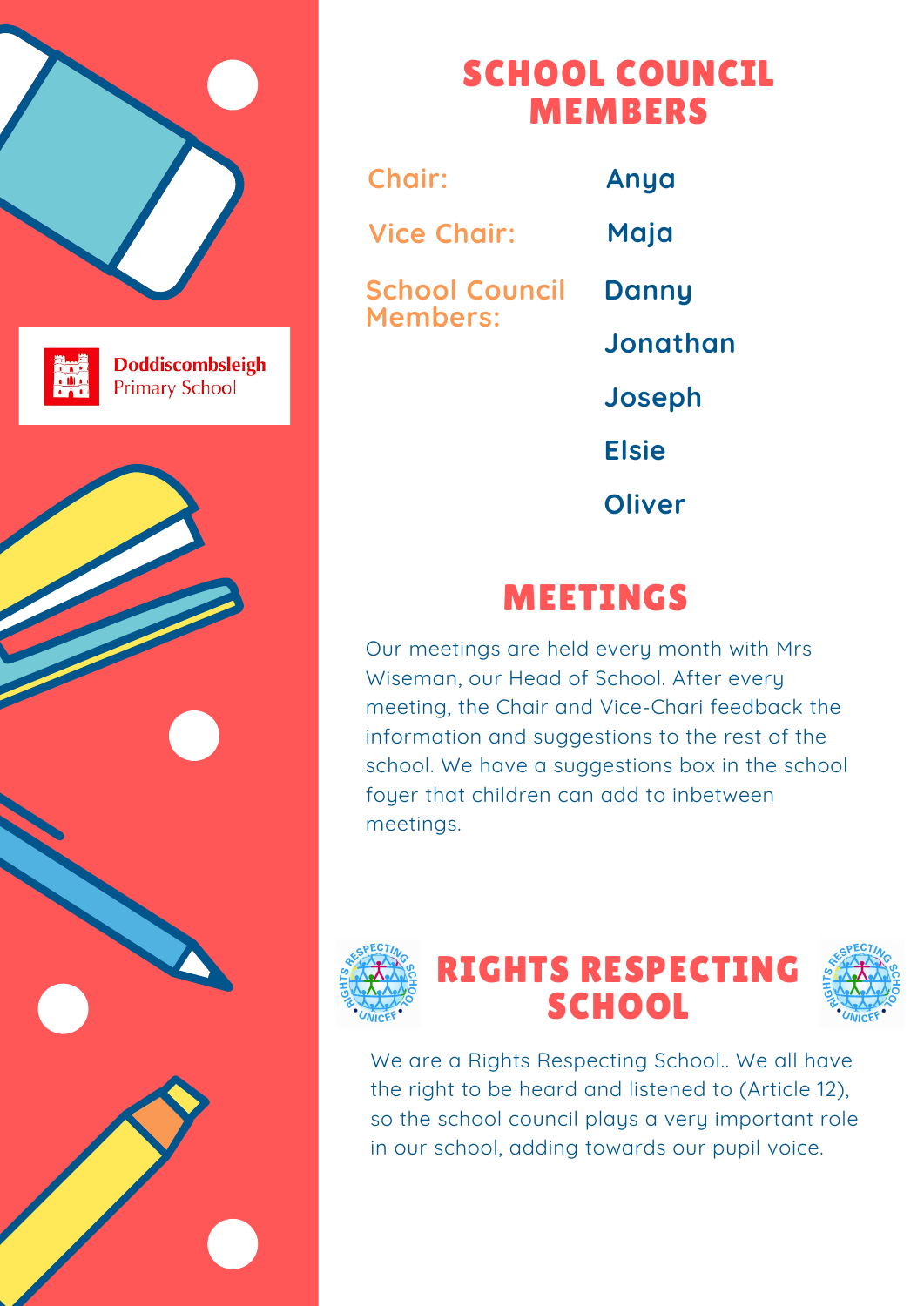Doddiscombsleigh Primary School

# SCHOOL COUNCIL MEMBERS

| | |
|---|---|
| Chair: | Anya |
| Vice Chair: | Maja |
| School Council Members: | Danny |
| | Jonathan |
| | Joseph |
| | Elsie |
| | Oliver |

# MEETINGS

Our meetings are held every month with Mrs Wiseman, our Head of School. After every meeting, the Chair and Vice-Chari feedback the information and suggestions to the rest of the school. We have a suggestions box in the school foyer that children can add to inbetween meetings.

# RIGHTS RESPECTING SCHOOL

We are a Rights Respecting School.. We all have the right to be heard and listened to (Article 12), so the school council plays a very important role in our school, adding towards our pupil voice.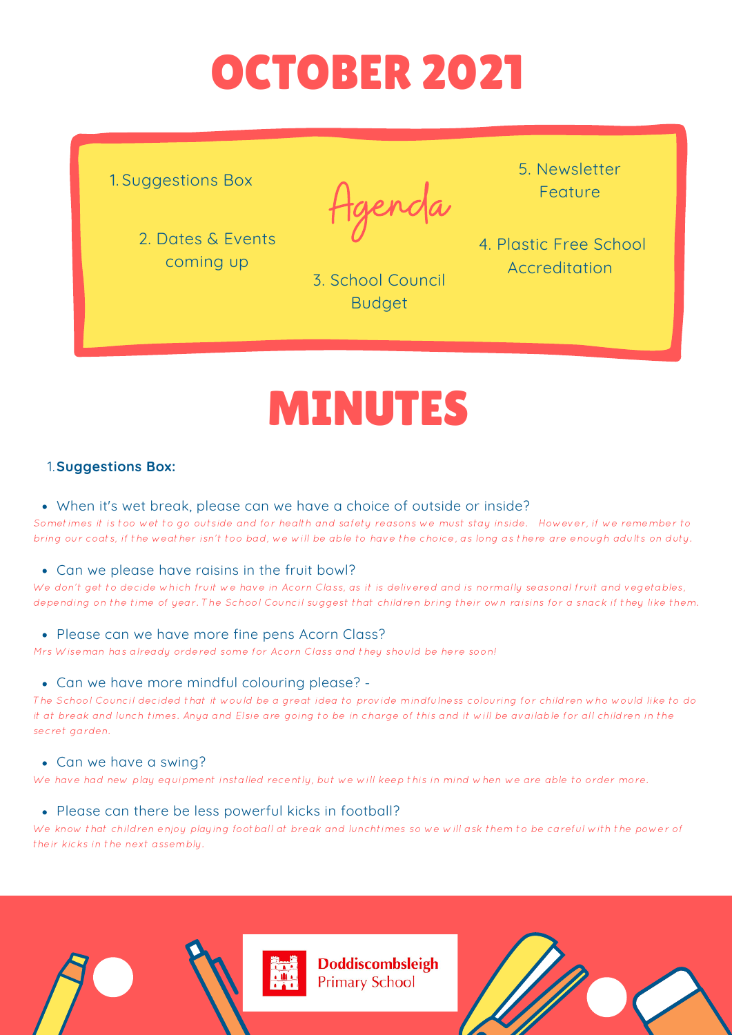# OCTOBER 2021

## Agenda

1. Suggestions Box
2. Dates & Events coming up
3. School Council Budget
4. Plastic Free School Accreditation
5. Newsletter Feature

# MINUTES

1. **Suggestions Box:**

- When it's wet break, please can we have a choice of outside or inside?

*Sometimes it is too wet to go outside and for health and safety reasons we must stay inside. However, if we remember to bring our coats, if the weather isn't too bad, we will be able to have the choice, as long as there are enough adults on duty.*

- Can we please have raisins in the fruit bowl?

*We don't get to decide which fruit we have in Acorn Class, as it is delivered and is normally seasonal fruit and vegetables, depending on the time of year. The School Council suggest that children bring their own raisins for a snack if they like them.*

- Please can we have more fine pens Acorn Class?

*Mrs Wiseman has already ordered some for Acorn Class and they should be here soon!*

- Can we have more mindful colouring please? -

*The School Council decided that it would be a great idea to provide mindfulness colouring for children who would like to do it at break and lunch times. Anya and Elsie are going to be in charge of this and it will be available for all children in the secret garden.*

- Can we have a swing?

*We have had new play equipment installed recently, but we will keep this in mind when we are able to order more.*

- Please can there be less powerful kicks in football?

*We know that children enjoy playing football at break and lunchtimes so we will ask them to be careful with the power of their kicks in the next assembly.*

Doddiscombsleigh Primary School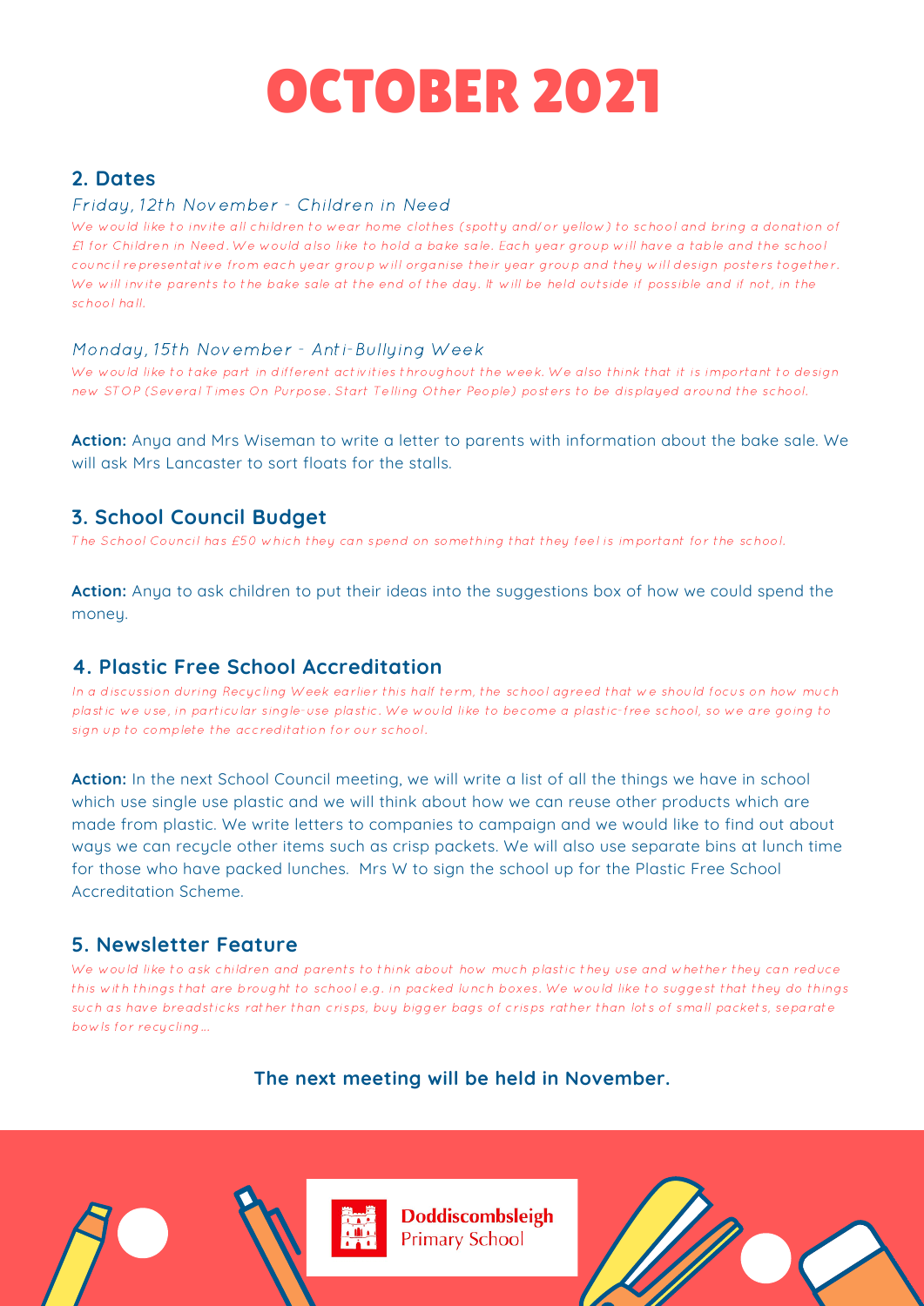# OCTOBER 2021

## 2. Dates

*Friday, 12th November - Children in Need*

*We would like to invite all children to wear home clothes (spotty and/or yellow) to school and bring a donation of £1 for Children in Need. We would also like to hold a bake sale. Each year group will have a table and the school council representative from each year group will organise their year group and they will design posters together. We will invite parents to the bake sale at the end of the day. It will be held outside if possible and if not, in the school hall.*

*Monday, 15th November - Anti-Bullying Week*

*We would like to take part in different activities throughout the week. We also think that it is important to design new STOP (Several Times On Purpose. Start Telling Other People) posters to be displayed around the school.*

**Action:** Anya and Mrs Wiseman to write a letter to parents with information about the bake sale. We will ask Mrs Lancaster to sort floats for the stalls.

## 3. School Council Budget

*The School Council has £50 which they can spend on something that they feel is important for the school.*

**Action:** Anya to ask children to put their ideas into the suggestions box of how we could spend the money.

## 4. Plastic Free School Accreditation

*In a discussion during Recycling Week earlier this half term, the school agreed that we should focus on how much plastic we use, in particular single-use plastic. We would like to become a plastic-free school, so we are going to sign up to complete the accreditation for our school.*

**Action:** In the next School Council meeting, we will write a list of all the things we have in school which use single use plastic and we will think about how we can reuse other products which are made from plastic. We write letters to companies to campaign and we would like to find out about ways we can recycle other items such as crisp packets. We will also use separate bins at lunch time for those who have packed lunches. Mrs W to sign the school up for the Plastic Free School Accreditation Scheme.

## 5. Newsletter Feature

*We would like to ask children and parents to think about how much plastic they use and whether they can reduce this with things that are brought to school e.g. in packed lunch boxes. We would like to suggest that they do things such as have breadsticks rather than crisps, buy bigger bags of crisps rather than lots of small packets, separate bowls for recycling...*

**The next meeting will be held in November.**

Doddiscombsleigh Primary School